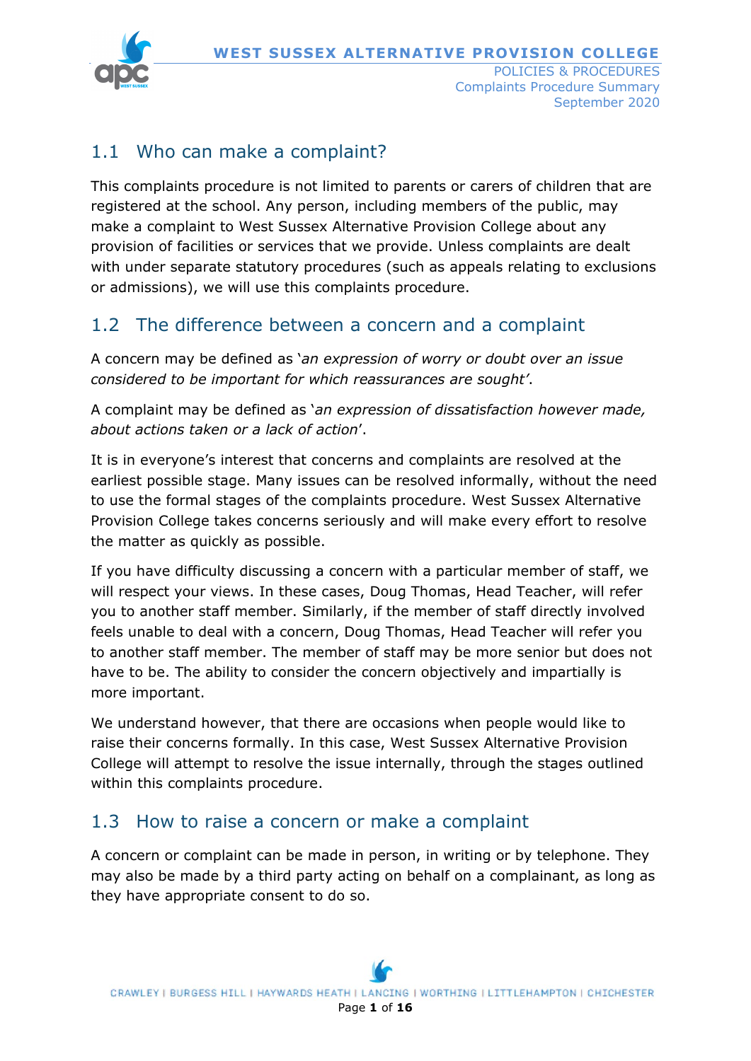## 1.1 Who can make a complaint?

This complaints procedure is not limited to parents or carers of children that are registered at the school. Any person, including members of the public, may make a complaint to West Sussex Alternative Provision College about any provision of facilities or services that we provide. Unless complaints are dealt with under separate statutory procedures (such as appeals relating to exclusions or admissions), we will use this complaints procedure.

## 1.2 The difference between a concern and a complaint

A concern may be defined as '*an expression of worry or doubt over an issue considered to be important for which reassurances are sought'*.

A complaint may be defined as '*an expression of dissatisfaction however made, about actions taken or a lack of action*'.

It is in everyone's interest that concerns and complaints are resolved at the earliest possible stage. Many issues can be resolved informally, without the need to use the formal stages of the complaints procedure. West Sussex Alternative Provision College takes concerns seriously and will make every effort to resolve the matter as quickly as possible.

If you have difficulty discussing a concern with a particular member of staff, we will respect your views. In these cases, Doug Thomas, Head Teacher, will refer you to another staff member. Similarly, if the member of staff directly involved feels unable to deal with a concern, Doug Thomas, Head Teacher will refer you to another staff member. The member of staff may be more senior but does not have to be. The ability to consider the concern objectively and impartially is more important.

We understand however, that there are occasions when people would like to raise their concerns formally. In this case, West Sussex Alternative Provision College will attempt to resolve the issue internally, through the stages outlined within this complaints procedure.

## 1.3 How to raise a concern or make a complaint

A concern or complaint can be made in person, in writing or by telephone. They may also be made by a third party acting on behalf on a complainant, as long as they have appropriate consent to do so.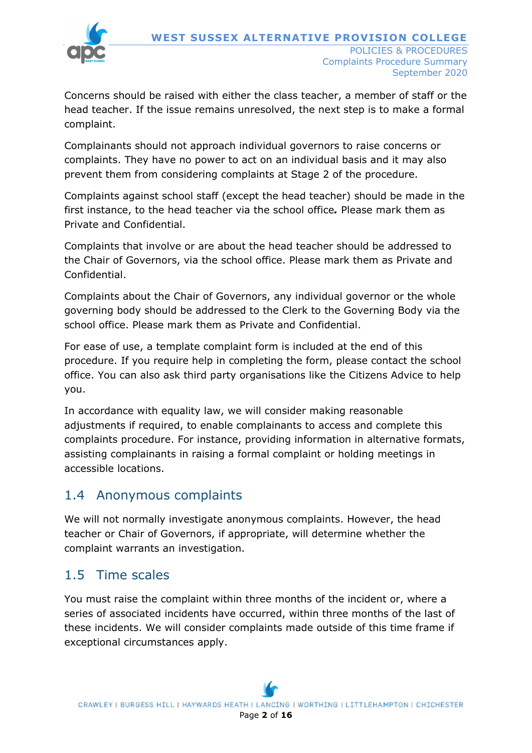Concerns should be raised with either the class teacher, a member of staff or the head teacher. If the issue remains unresolved, the next step is to make a formal complaint.

Complainants should not approach individual governors to raise concerns or complaints. They have no power to act on an individual basis and it may also prevent them from considering complaints at Stage 2 of the procedure.

Complaints against school staff (except the head teacher) should be made in the first instance, to the head teacher via the school office**.** Please mark them as Private and Confidential.

Complaints that involve or are about the head teacher should be addressed to the Chair of Governors, via the school office. Please mark them as Private and Confidential.

Complaints about the Chair of Governors, any individual governor or the whole governing body should be addressed to the Clerk to the Governing Body via the school office. Please mark them as Private and Confidential.

For ease of use, a template complaint form is included at the end of this procedure. If you require help in completing the form, please contact the school office. You can also ask third party organisations like the Citizens Advice to help you.

In accordance with equality law, we will consider making reasonable adjustments if required, to enable complainants to access and complete this complaints procedure. For instance, providing information in alternative formats, assisting complainants in raising a formal complaint or holding meetings in accessible locations.

## 1.4 Anonymous complaints

We will not normally investigate anonymous complaints. However, the head teacher or Chair of Governors, if appropriate, will determine whether the complaint warrants an investigation.

## 1.5 Time scales

You must raise the complaint within three months of the incident or, where a series of associated incidents have occurred, within three months of the last of these incidents. We will consider complaints made outside of this time frame if exceptional circumstances apply.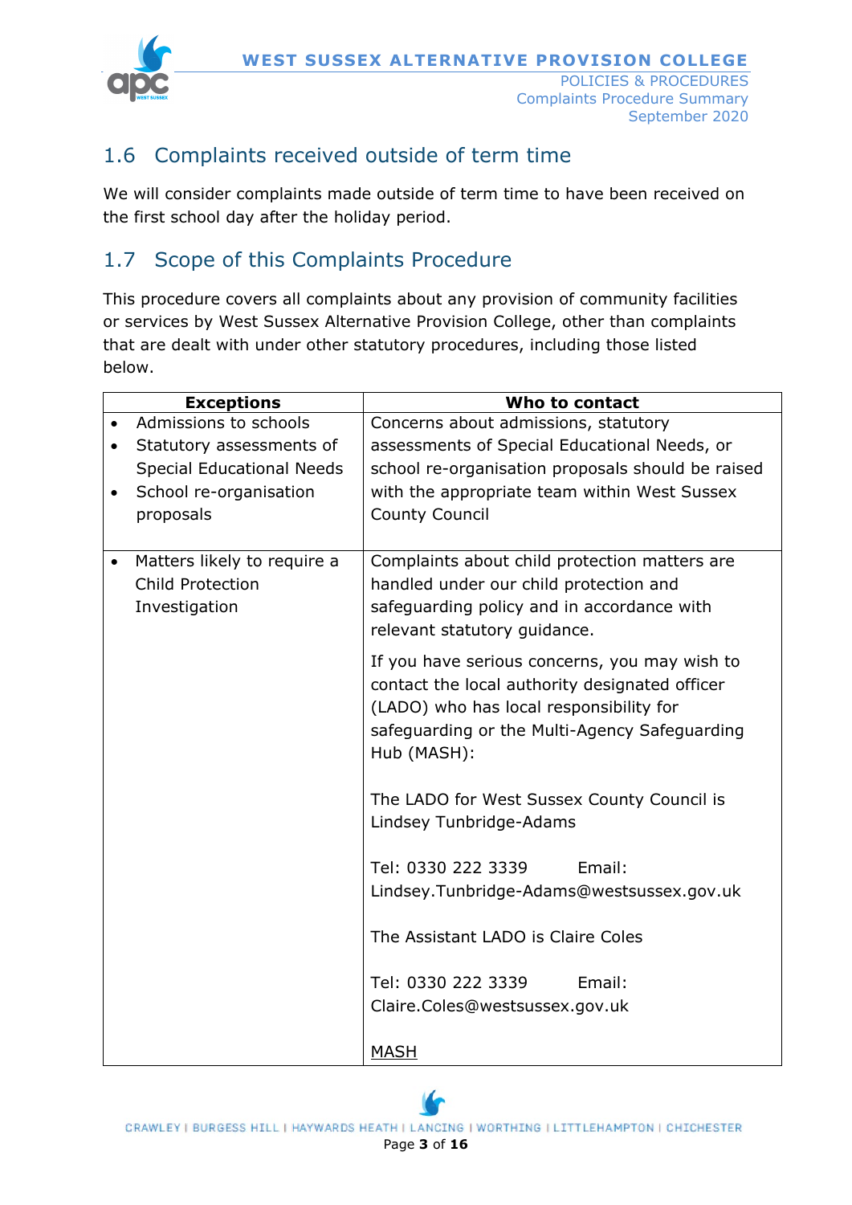## 1.6 Complaints received outside of term time

We will consider complaints made outside of term time to have been received on the first school day after the holiday period.

## 1.7 Scope of this Complaints Procedure

This procedure covers all complaints about any provision of community facilities or services by West Sussex Alternative Provision College, other than complaints that are dealt with under other statutory procedures, including those listed below.

| Exceptions | Who to contact |
|---|---|
| • Admissions to schools<br>• Statutory assessments of Special Educational Needs<br>• School re-organisation proposals | Concerns about admissions, statutory assessments of Special Educational Needs, or school re-organisation proposals should be raised with the appropriate team within West Sussex County Council |
| • Matters likely to require a Child Protection Investigation | Complaints about child protection matters are handled under our child protection and safeguarding policy and in accordance with relevant statutory guidance.<br><br>If you have serious concerns, you may wish to contact the local authority designated officer (LADO) who has local responsibility for safeguarding or the Multi-Agency Safeguarding Hub (MASH):<br><br>The LADO for West Sussex County Council is Lindsey Tunbridge-Adams<br><br>Tel: 0330 222 3339 Email: Lindsey.Tunbridge-Adams@westsussex.gov.uk<br><br>The Assistant LADO is Claire Coles<br><br>Tel: 0330 222 3339 Email: Claire.Coles@westsussex.gov.uk<br><br>MASH |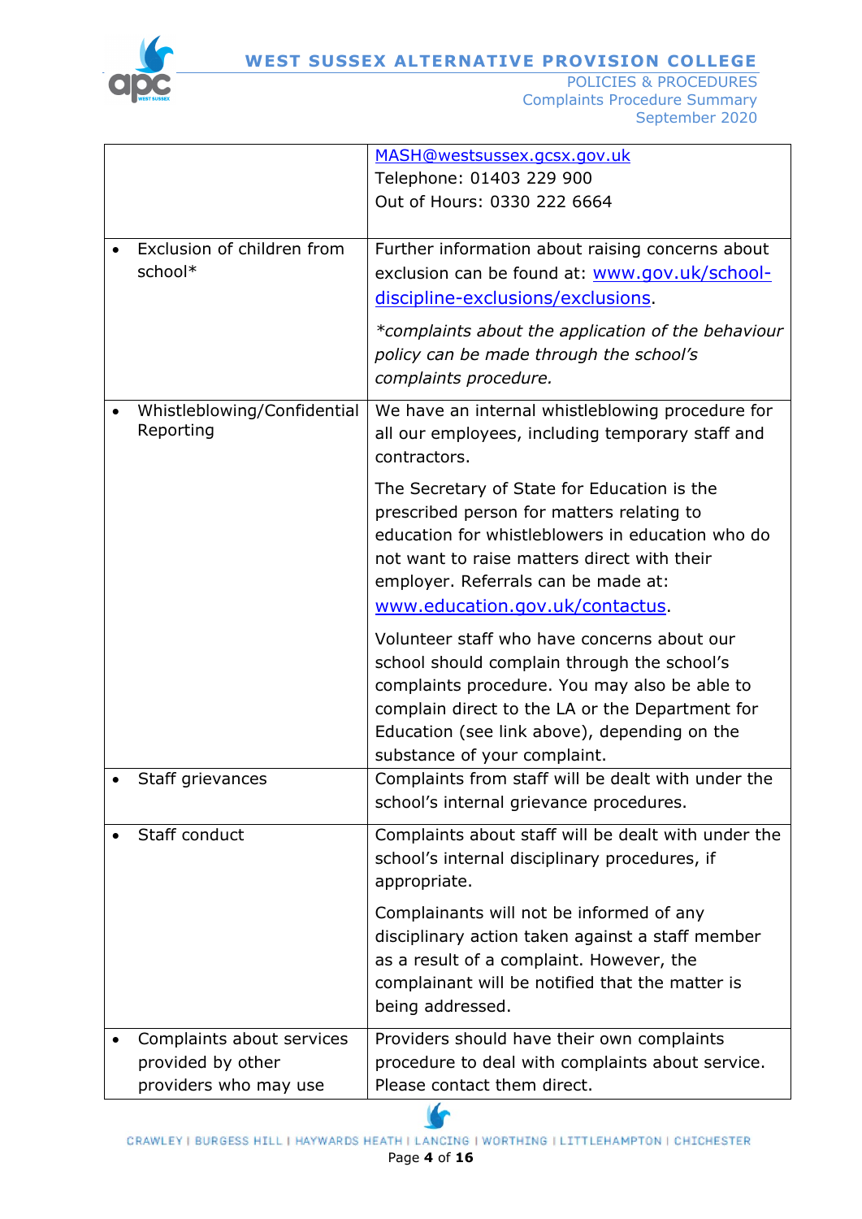| | |
|---|---|
| | MASH@westsussex.gcsx.gov.uk<br>Telephone: 01403 229 900<br>Out of Hours: 0330 222 6664 |
| • Exclusion of children from school* | Further information about raising concerns about exclusion can be found at: www.gov.uk/school-discipline-exclusions/exclusions.<br><br>*\*complaints about the application of the behaviour policy can be made through the school's complaints procedure.* |
| • Whistleblowing/Confidential Reporting | We have an internal whistleblowing procedure for all our employees, including temporary staff and contractors.<br><br>The Secretary of State for Education is the prescribed person for matters relating to education for whistleblowers in education who do not want to raise matters direct with their employer. Referrals can be made at: www.education.gov.uk/contactus.<br><br>Volunteer staff who have concerns about our school should complain through the school's complaints procedure. You may also be able to complain direct to the LA or the Department for Education (see link above), depending on the substance of your complaint. |
| • Staff grievances | Complaints from staff will be dealt with under the school's internal grievance procedures. |
| • Staff conduct | Complaints about staff will be dealt with under the school's internal disciplinary procedures, if appropriate.<br><br>Complainants will not be informed of any disciplinary action taken against a staff member as a result of a complaint. However, the complainant will be notified that the matter is being addressed. |
| • Complaints about services provided by other providers who may use | Providers should have their own complaints procedure to deal with complaints about service. Please contact them direct. |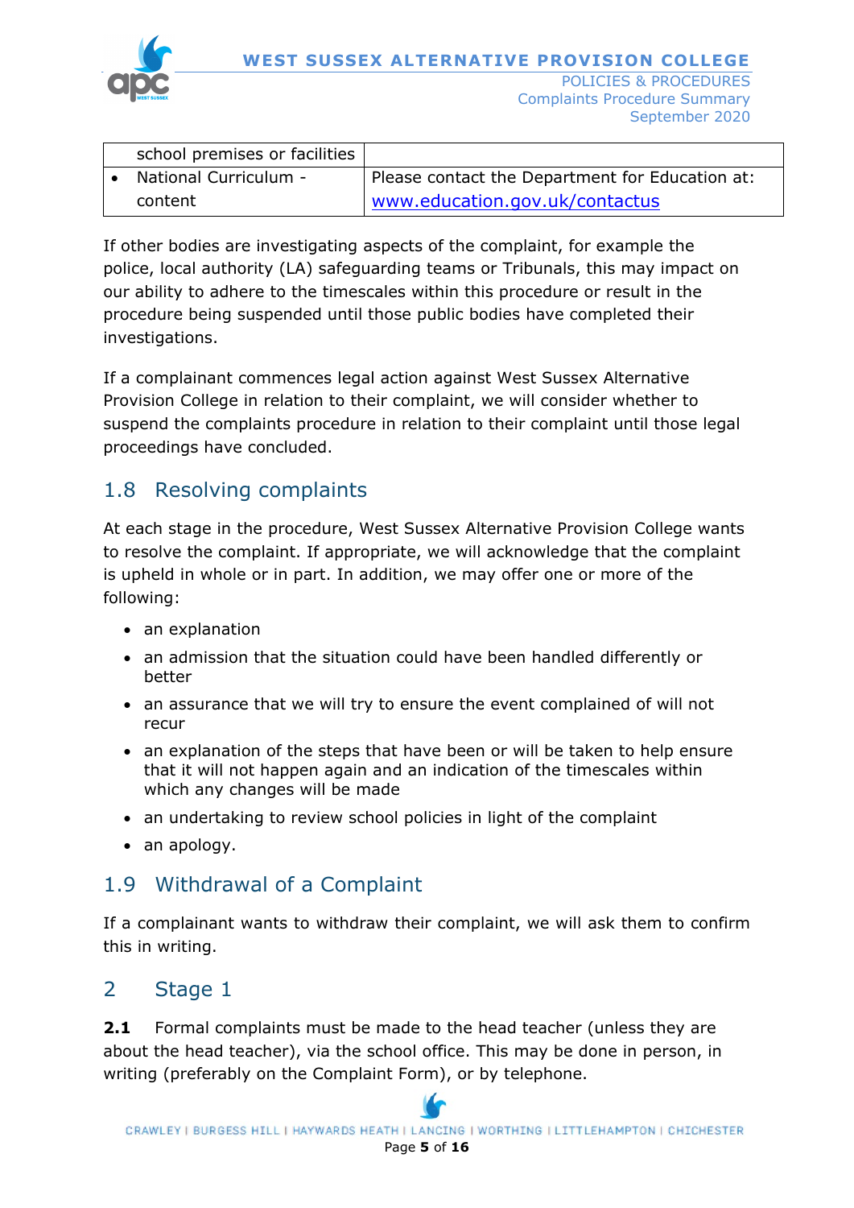| school premises or facilities | |
|---|---|
| • National Curriculum - content | Please contact the Department for Education at: www.education.gov.uk/contactus |

If other bodies are investigating aspects of the complaint, for example the police, local authority (LA) safeguarding teams or Tribunals, this may impact on our ability to adhere to the timescales within this procedure or result in the procedure being suspended until those public bodies have completed their investigations.

If a complainant commences legal action against West Sussex Alternative Provision College in relation to their complaint, we will consider whether to suspend the complaints procedure in relation to their complaint until those legal proceedings have concluded.

## 1.8 Resolving complaints

At each stage in the procedure, West Sussex Alternative Provision College wants to resolve the complaint. If appropriate, we will acknowledge that the complaint is upheld in whole or in part. In addition, we may offer one or more of the following:

- an explanation
- an admission that the situation could have been handled differently or better
- an assurance that we will try to ensure the event complained of will not recur
- an explanation of the steps that have been or will be taken to help ensure that it will not happen again and an indication of the timescales within which any changes will be made
- an undertaking to review school policies in light of the complaint
- an apology.

## 1.9 Withdrawal of a Complaint

If a complainant wants to withdraw their complaint, we will ask them to confirm this in writing.

# 2 Stage 1

**2.1** Formal complaints must be made to the head teacher (unless they are about the head teacher), via the school office. This may be done in person, in writing (preferably on the Complaint Form), or by telephone.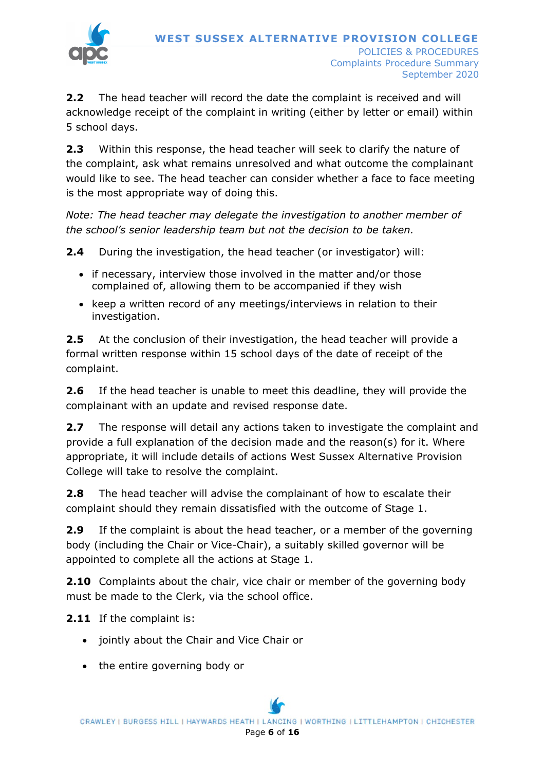**2.2** The head teacher will record the date the complaint is received and will acknowledge receipt of the complaint in writing (either by letter or email) within 5 school days.

**2.3** Within this response, the head teacher will seek to clarify the nature of the complaint, ask what remains unresolved and what outcome the complainant would like to see. The head teacher can consider whether a face to face meeting is the most appropriate way of doing this.

*Note: The head teacher may delegate the investigation to another member of the school's senior leadership team but not the decision to be taken.*

**2.4** During the investigation, the head teacher (or investigator) will:

- if necessary, interview those involved in the matter and/or those complained of, allowing them to be accompanied if they wish
- keep a written record of any meetings/interviews in relation to their investigation.

**2.5** At the conclusion of their investigation, the head teacher will provide a formal written response within 15 school days of the date of receipt of the complaint.

**2.6** If the head teacher is unable to meet this deadline, they will provide the complainant with an update and revised response date.

**2.7** The response will detail any actions taken to investigate the complaint and provide a full explanation of the decision made and the reason(s) for it. Where appropriate, it will include details of actions West Sussex Alternative Provision College will take to resolve the complaint.

**2.8** The head teacher will advise the complainant of how to escalate their complaint should they remain dissatisfied with the outcome of Stage 1.

**2.9** If the complaint is about the head teacher, or a member of the governing body (including the Chair or Vice-Chair), a suitably skilled governor will be appointed to complete all the actions at Stage 1.

**2.10** Complaints about the chair, vice chair or member of the governing body must be made to the Clerk, via the school office.

**2.11** If the complaint is:

- jointly about the Chair and Vice Chair or
- the entire governing body or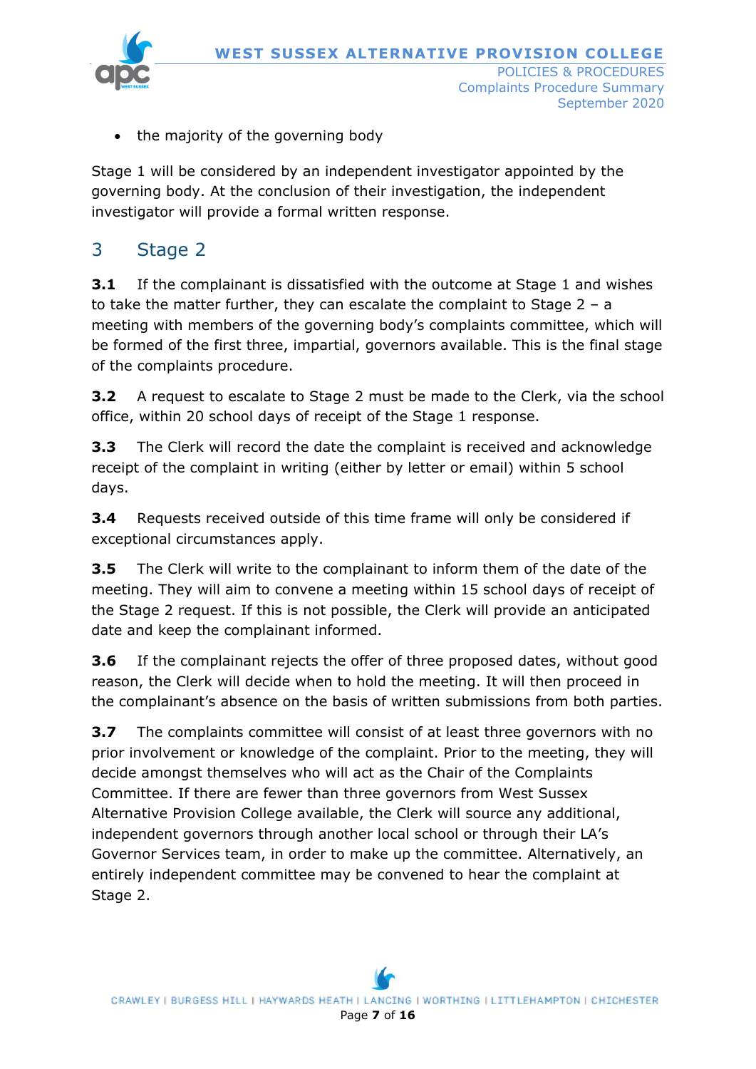- the majority of the governing body

Stage 1 will be considered by an independent investigator appointed by the governing body. At the conclusion of their investigation, the independent investigator will provide a formal written response.

## 3 Stage 2

**3.1** If the complainant is dissatisfied with the outcome at Stage 1 and wishes to take the matter further, they can escalate the complaint to Stage 2 – a meeting with members of the governing body's complaints committee, which will be formed of the first three, impartial, governors available. This is the final stage of the complaints procedure.

**3.2** A request to escalate to Stage 2 must be made to the Clerk, via the school office, within 20 school days of receipt of the Stage 1 response.

**3.3** The Clerk will record the date the complaint is received and acknowledge receipt of the complaint in writing (either by letter or email) within 5 school days.

**3.4** Requests received outside of this time frame will only be considered if exceptional circumstances apply.

**3.5** The Clerk will write to the complainant to inform them of the date of the meeting. They will aim to convene a meeting within 15 school days of receipt of the Stage 2 request. If this is not possible, the Clerk will provide an anticipated date and keep the complainant informed.

**3.6** If the complainant rejects the offer of three proposed dates, without good reason, the Clerk will decide when to hold the meeting. It will then proceed in the complainant's absence on the basis of written submissions from both parties.

**3.7** The complaints committee will consist of at least three governors with no prior involvement or knowledge of the complaint. Prior to the meeting, they will decide amongst themselves who will act as the Chair of the Complaints Committee. If there are fewer than three governors from West Sussex Alternative Provision College available, the Clerk will source any additional, independent governors through another local school or through their LA's Governor Services team, in order to make up the committee. Alternatively, an entirely independent committee may be convened to hear the complaint at Stage 2.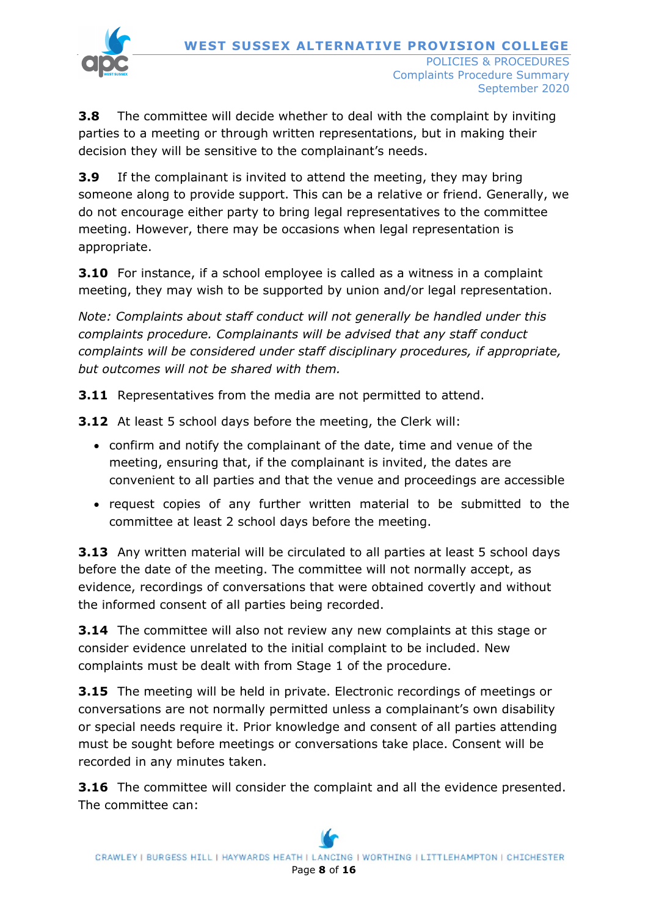**3.8** The committee will decide whether to deal with the complaint by inviting parties to a meeting or through written representations, but in making their decision they will be sensitive to the complainant's needs.

**3.9** If the complainant is invited to attend the meeting, they may bring someone along to provide support. This can be a relative or friend. Generally, we do not encourage either party to bring legal representatives to the committee meeting. However, there may be occasions when legal representation is appropriate.

**3.10** For instance, if a school employee is called as a witness in a complaint meeting, they may wish to be supported by union and/or legal representation.

*Note: Complaints about staff conduct will not generally be handled under this complaints procedure. Complainants will be advised that any staff conduct complaints will be considered under staff disciplinary procedures, if appropriate, but outcomes will not be shared with them.*

**3.11** Representatives from the media are not permitted to attend.

**3.12** At least 5 school days before the meeting, the Clerk will:

- confirm and notify the complainant of the date, time and venue of the meeting, ensuring that, if the complainant is invited, the dates are convenient to all parties and that the venue and proceedings are accessible
- request copies of any further written material to be submitted to the committee at least 2 school days before the meeting.

**3.13** Any written material will be circulated to all parties at least 5 school days before the date of the meeting. The committee will not normally accept, as evidence, recordings of conversations that were obtained covertly and without the informed consent of all parties being recorded.

**3.14** The committee will also not review any new complaints at this stage or consider evidence unrelated to the initial complaint to be included. New complaints must be dealt with from Stage 1 of the procedure.

**3.15** The meeting will be held in private. Electronic recordings of meetings or conversations are not normally permitted unless a complainant's own disability or special needs require it. Prior knowledge and consent of all parties attending must be sought before meetings or conversations take place. Consent will be recorded in any minutes taken.

**3.16** The committee will consider the complaint and all the evidence presented. The committee can: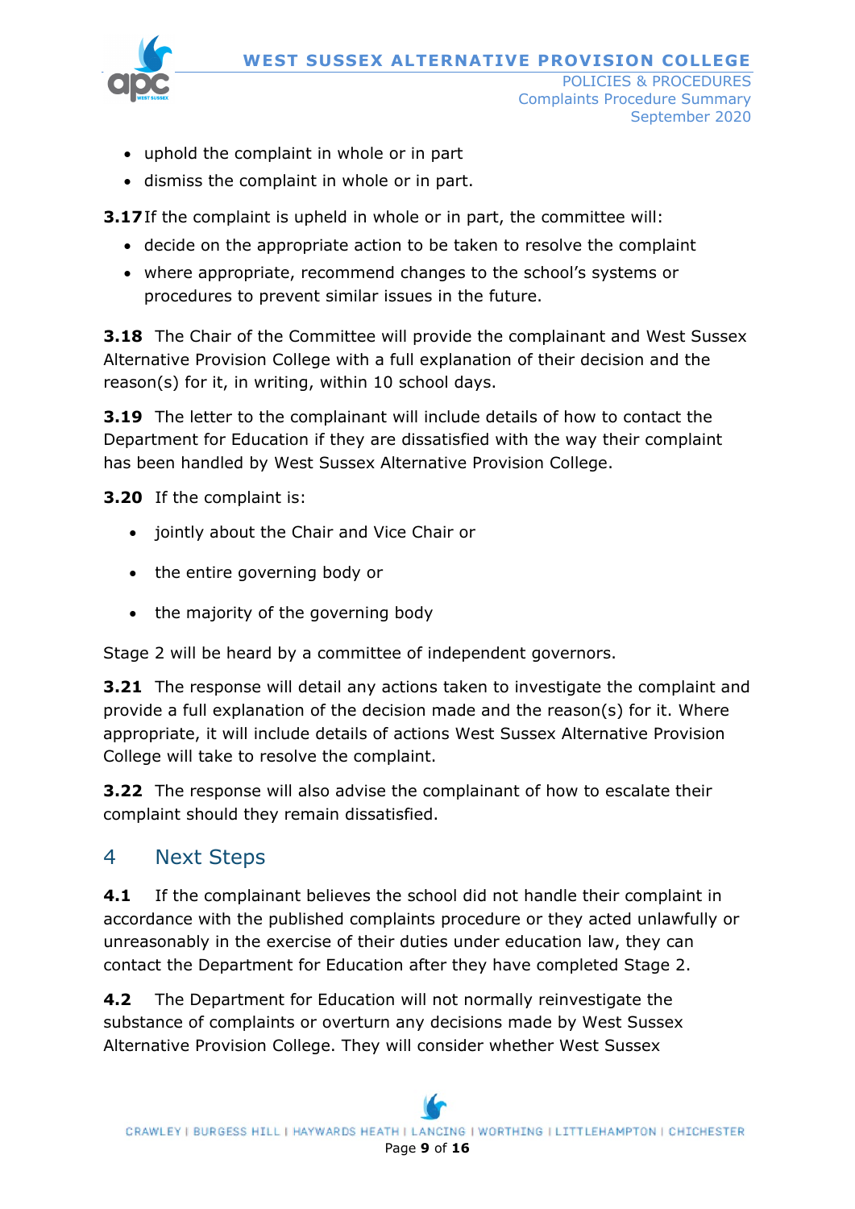- uphold the complaint in whole or in part
- dismiss the complaint in whole or in part.

**3.17** If the complaint is upheld in whole or in part, the committee will:

- decide on the appropriate action to be taken to resolve the complaint
- where appropriate, recommend changes to the school's systems or procedures to prevent similar issues in the future.

**3.18** The Chair of the Committee will provide the complainant and West Sussex Alternative Provision College with a full explanation of their decision and the reason(s) for it, in writing, within 10 school days.

**3.19** The letter to the complainant will include details of how to contact the Department for Education if they are dissatisfied with the way their complaint has been handled by West Sussex Alternative Provision College.

**3.20** If the complaint is:

- jointly about the Chair and Vice Chair or
- the entire governing body or
- the majority of the governing body

Stage 2 will be heard by a committee of independent governors.

**3.21** The response will detail any actions taken to investigate the complaint and provide a full explanation of the decision made and the reason(s) for it. Where appropriate, it will include details of actions West Sussex Alternative Provision College will take to resolve the complaint.

**3.22** The response will also advise the complainant of how to escalate their complaint should they remain dissatisfied.

## 4 Next Steps

**4.1** If the complainant believes the school did not handle their complaint in accordance with the published complaints procedure or they acted unlawfully or unreasonably in the exercise of their duties under education law, they can contact the Department for Education after they have completed Stage 2.

**4.2** The Department for Education will not normally reinvestigate the substance of complaints or overturn any decisions made by West Sussex Alternative Provision College. They will consider whether West Sussex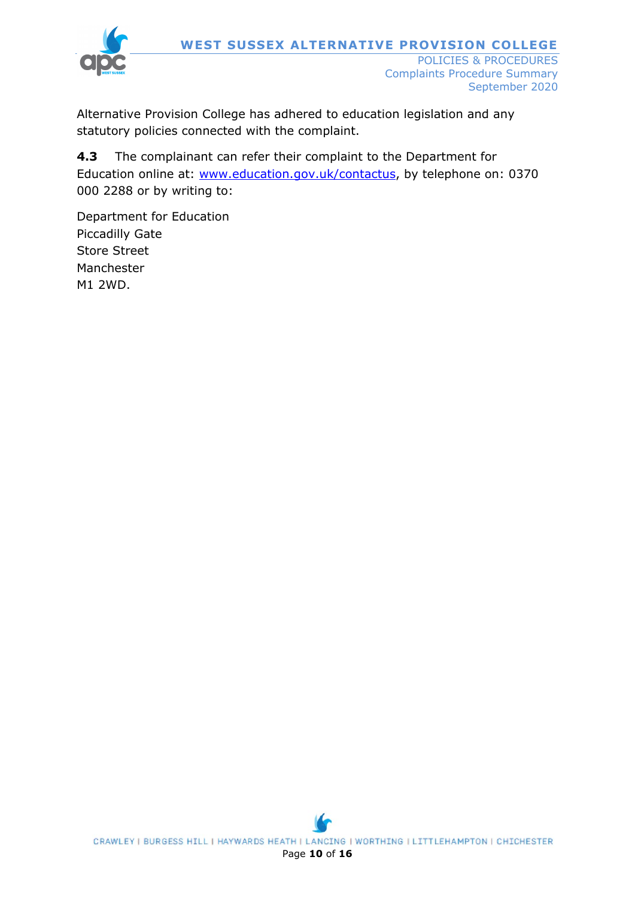Alternative Provision College has adhered to education legislation and any statutory policies connected with the complaint.

**4.3** The complainant can refer their complaint to the Department for Education online at: [www.education.gov.uk/contactus](http://www.education.gov.uk/contactus), by telephone on: 0370 000 2288 or by writing to:

Department for Education  
Piccadilly Gate  
Store Street  
Manchester  
M1 2WD.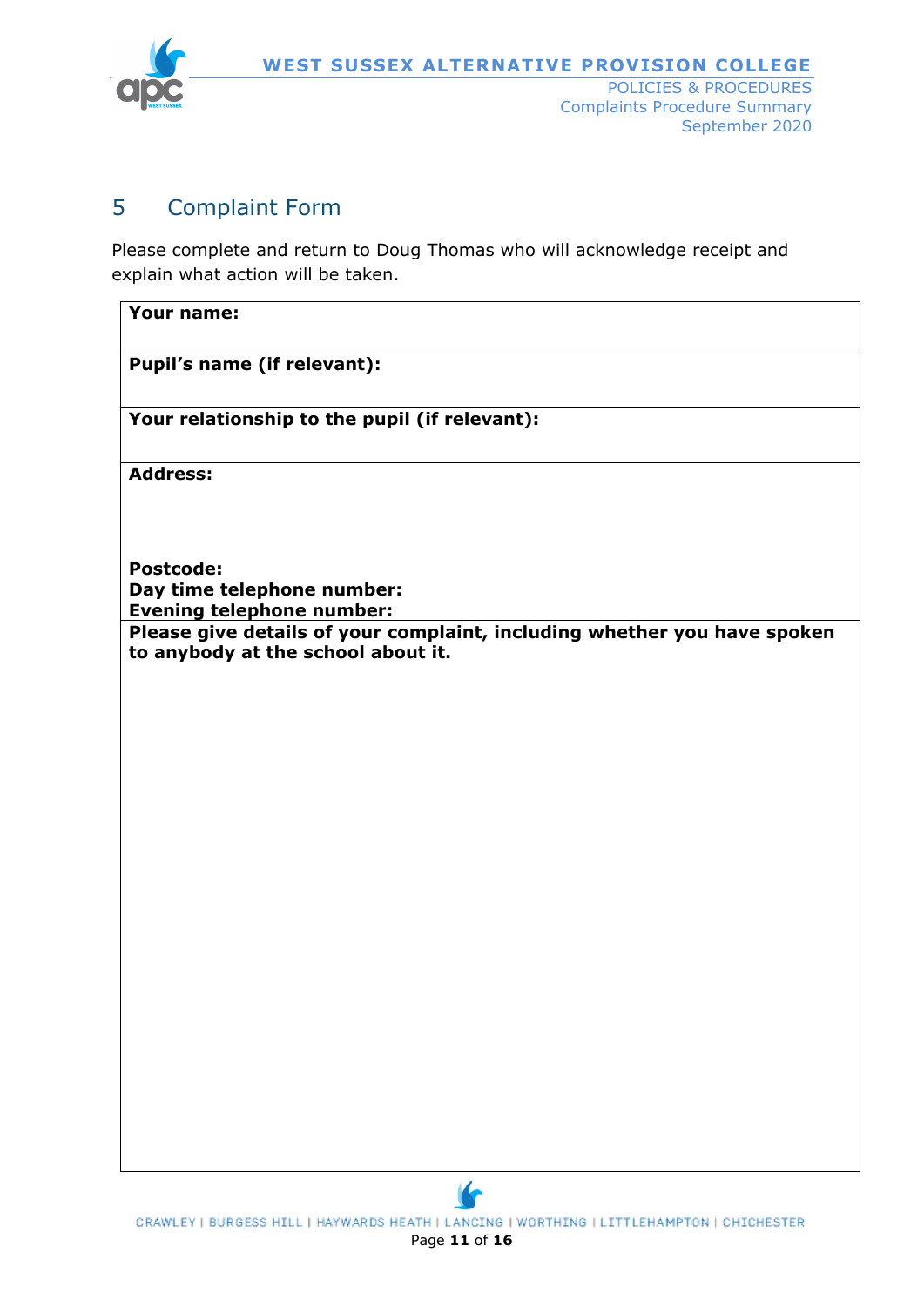## 5 Complaint Form

Please complete and return to Doug Thomas who will acknowledge receipt and explain what action will be taken.

| **Your name:** |
| --- |
| **Pupil's name (if relevant):** |
| **Your relationship to the pupil (if relevant):** |
| **Address:**<br><br><br>**Postcode:**<br>**Day time telephone number:**<br>**Evening telephone number:** |
| **Please give details of your complaint, including whether you have spoken to anybody at the school about it.** |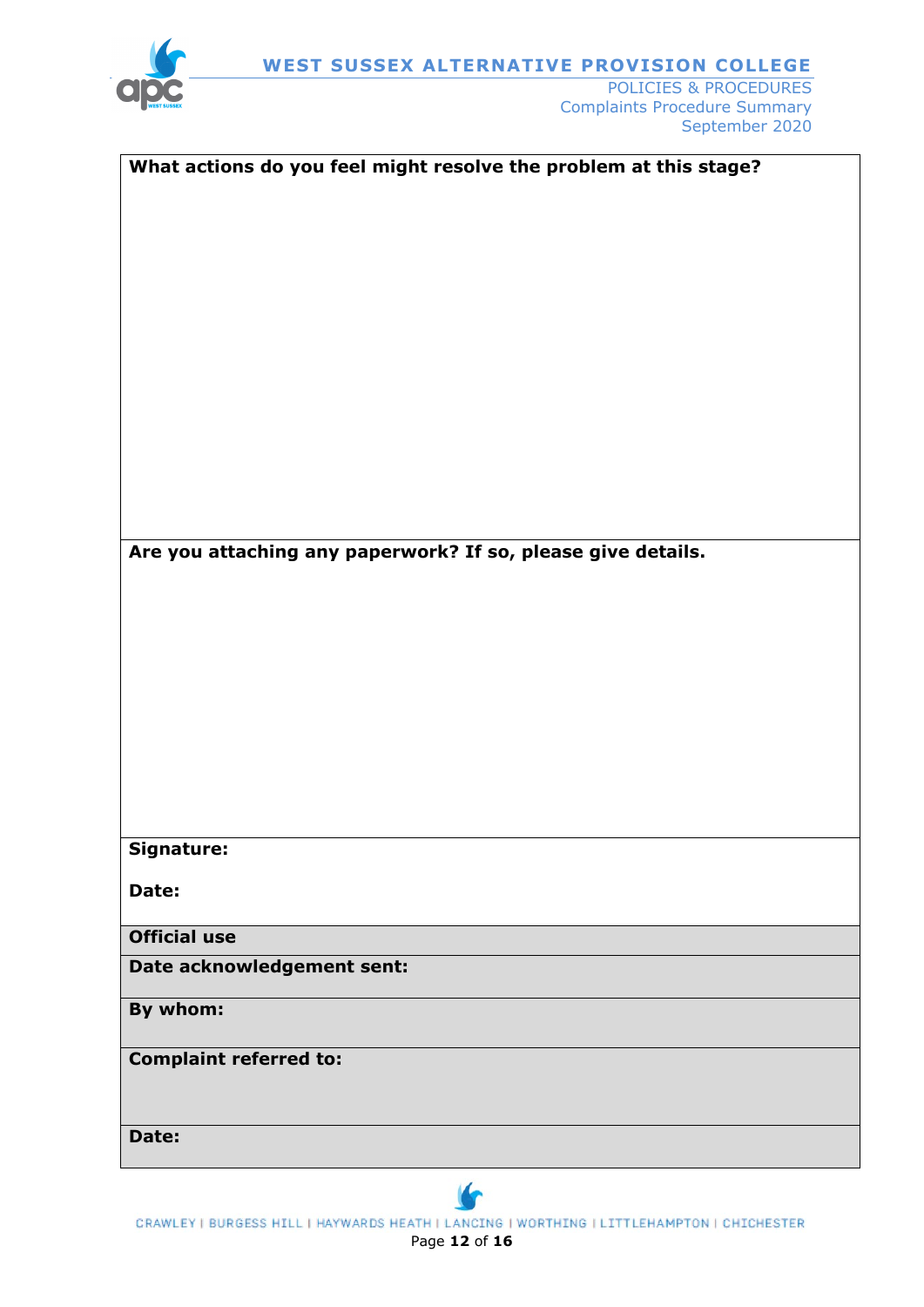| **What actions do you feel might resolve the problem at this stage?** |
| --- |
| |
| **Are you attaching any paperwork? If so, please give details.** |
| |
| **Signature:**<br><br>**Date:** |
| **Official use** |
| **Date acknowledgement sent:** |
| **By whom:** |
| **Complaint referred to:** |
| **Date:** |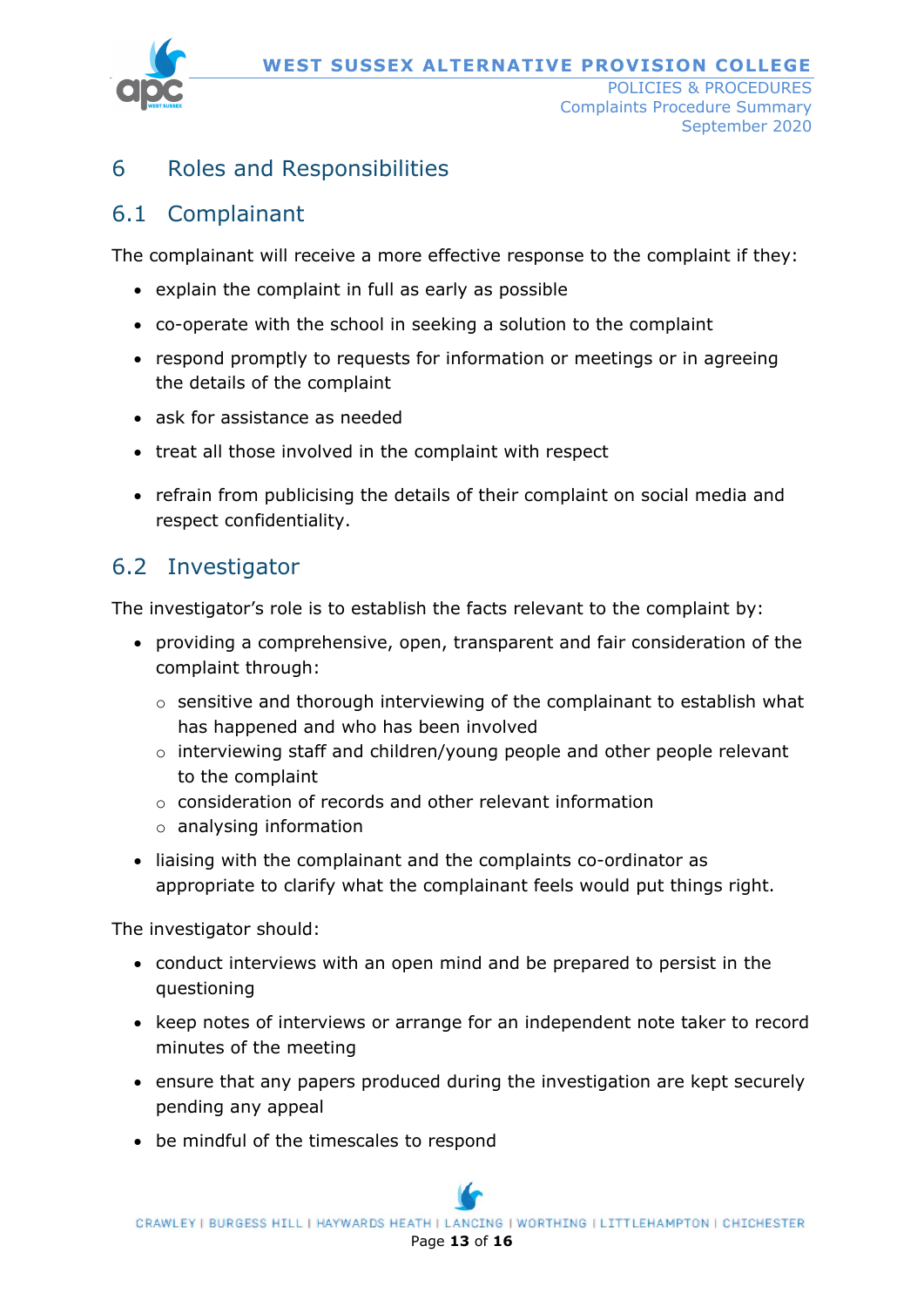# 6 Roles and Responsibilities

## 6.1 Complainant

The complainant will receive a more effective response to the complaint if they:

- explain the complaint in full as early as possible
- co-operate with the school in seeking a solution to the complaint
- respond promptly to requests for information or meetings or in agreeing the details of the complaint
- ask for assistance as needed
- treat all those involved in the complaint with respect
- refrain from publicising the details of their complaint on social media and respect confidentiality.

## 6.2 Investigator

The investigator's role is to establish the facts relevant to the complaint by:

- providing a comprehensive, open, transparent and fair consideration of the complaint through:
  - sensitive and thorough interviewing of the complainant to establish what has happened and who has been involved
  - interviewing staff and children/young people and other people relevant to the complaint
  - consideration of records and other relevant information
  - analysing information
- liaising with the complainant and the complaints co-ordinator as appropriate to clarify what the complainant feels would put things right.

The investigator should:

- conduct interviews with an open mind and be prepared to persist in the questioning
- keep notes of interviews or arrange for an independent note taker to record minutes of the meeting
- ensure that any papers produced during the investigation are kept securely pending any appeal
- be mindful of the timescales to respond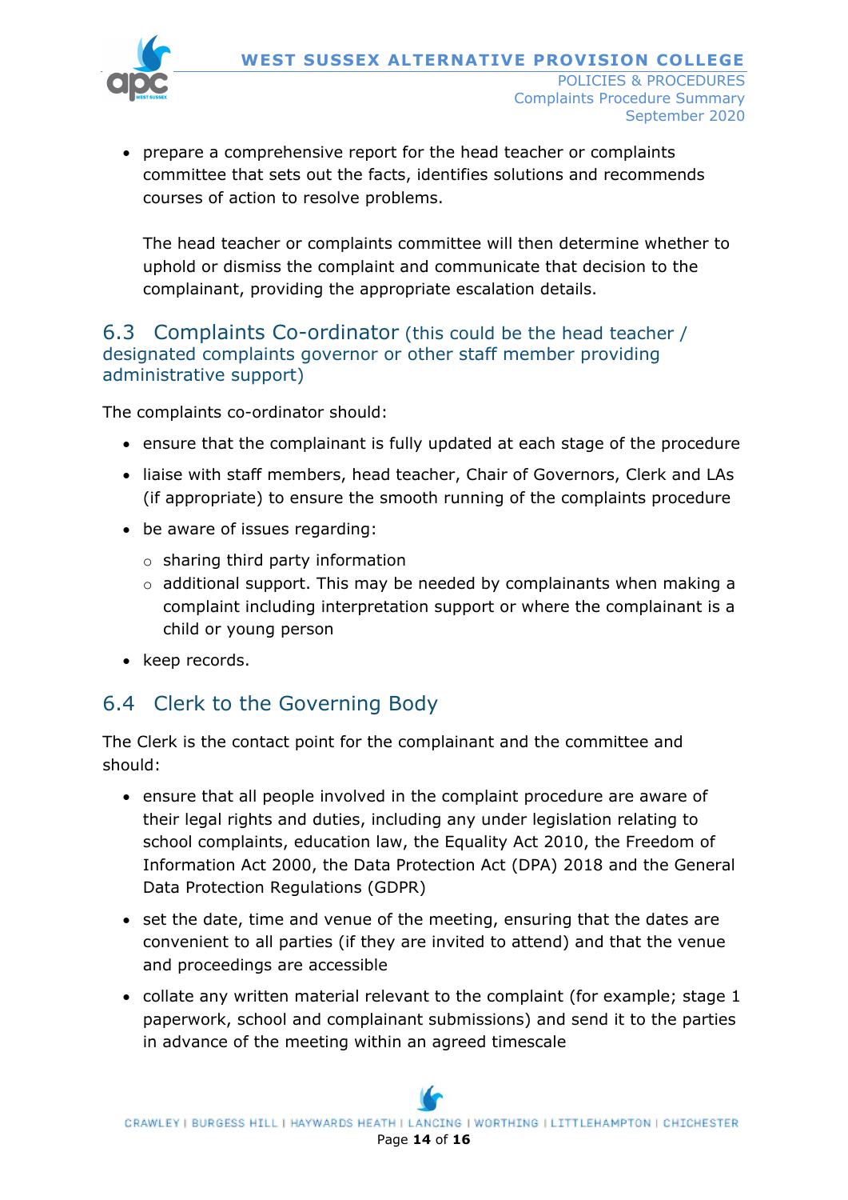- prepare a comprehensive report for the head teacher or complaints committee that sets out the facts, identifies solutions and recommends courses of action to resolve problems.

  The head teacher or complaints committee will then determine whether to uphold or dismiss the complaint and communicate that decision to the complainant, providing the appropriate escalation details.

## 6.3 Complaints Co-ordinator (this could be the head teacher / designated complaints governor or other staff member providing administrative support)

The complaints co-ordinator should:

- ensure that the complainant is fully updated at each stage of the procedure
- liaise with staff members, head teacher, Chair of Governors, Clerk and LAs (if appropriate) to ensure the smooth running of the complaints procedure
- be aware of issues regarding:
  - sharing third party information
  - additional support. This may be needed by complainants when making a complaint including interpretation support or where the complainant is a child or young person
- keep records.

## 6.4 Clerk to the Governing Body

The Clerk is the contact point for the complainant and the committee and should:

- ensure that all people involved in the complaint procedure are aware of their legal rights and duties, including any under legislation relating to school complaints, education law, the Equality Act 2010, the Freedom of Information Act 2000, the Data Protection Act (DPA) 2018 and the General Data Protection Regulations (GDPR)
- set the date, time and venue of the meeting, ensuring that the dates are convenient to all parties (if they are invited to attend) and that the venue and proceedings are accessible
- collate any written material relevant to the complaint (for example; stage 1 paperwork, school and complainant submissions) and send it to the parties in advance of the meeting within an agreed timescale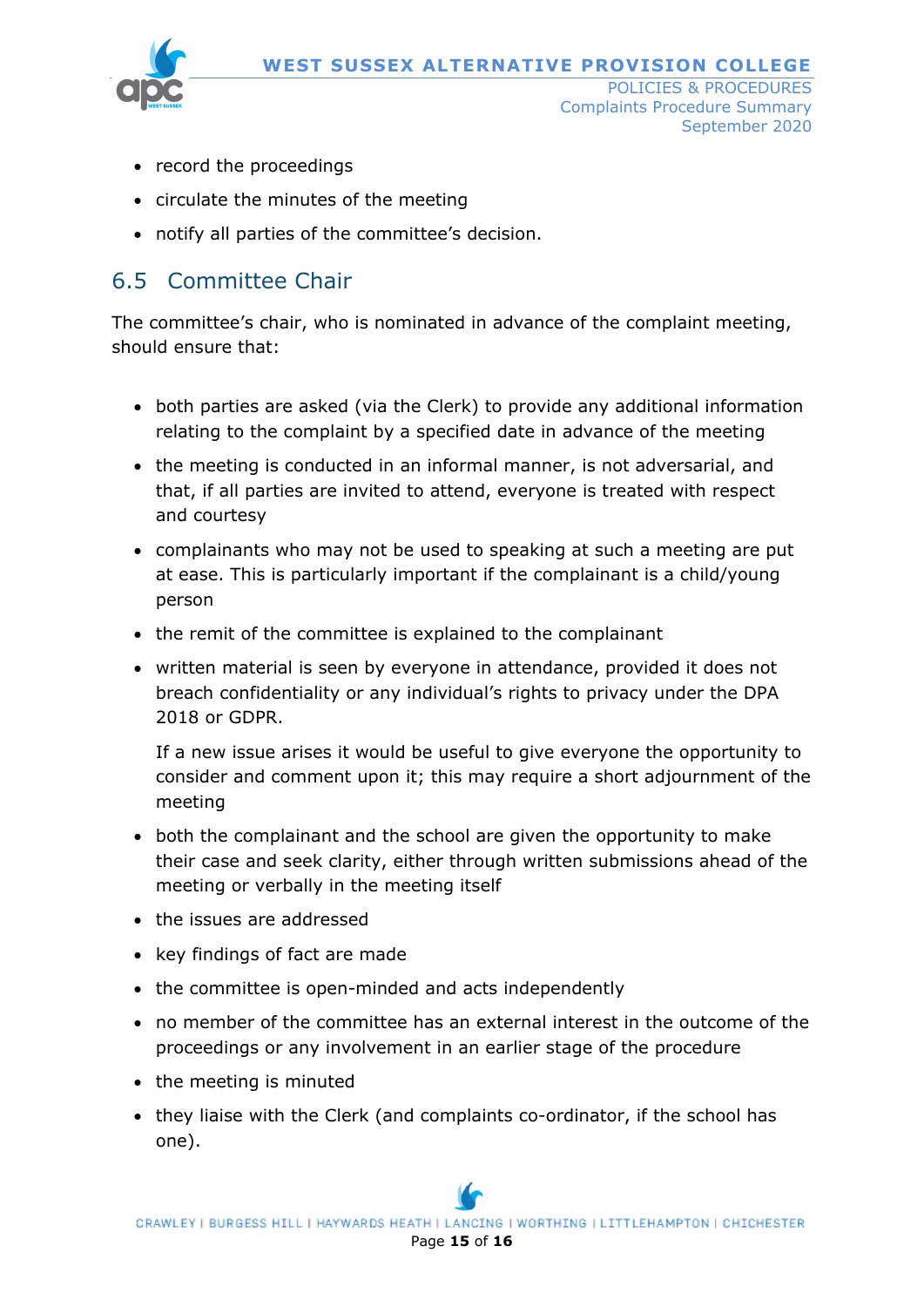- record the proceedings
- circulate the minutes of the meeting
- notify all parties of the committee's decision.

## 6.5 Committee Chair

The committee's chair, who is nominated in advance of the complaint meeting, should ensure that:

- both parties are asked (via the Clerk) to provide any additional information relating to the complaint by a specified date in advance of the meeting
- the meeting is conducted in an informal manner, is not adversarial, and that, if all parties are invited to attend, everyone is treated with respect and courtesy
- complainants who may not be used to speaking at such a meeting are put at ease. This is particularly important if the complainant is a child/young person
- the remit of the committee is explained to the complainant
- written material is seen by everyone in attendance, provided it does not breach confidentiality or any individual's rights to privacy under the DPA 2018 or GDPR.

  If a new issue arises it would be useful to give everyone the opportunity to consider and comment upon it; this may require a short adjournment of the meeting
- both the complainant and the school are given the opportunity to make their case and seek clarity, either through written submissions ahead of the meeting or verbally in the meeting itself
- the issues are addressed
- key findings of fact are made
- the committee is open-minded and acts independently
- no member of the committee has an external interest in the outcome of the proceedings or any involvement in an earlier stage of the procedure
- the meeting is minuted
- they liaise with the Clerk (and complaints co-ordinator, if the school has one).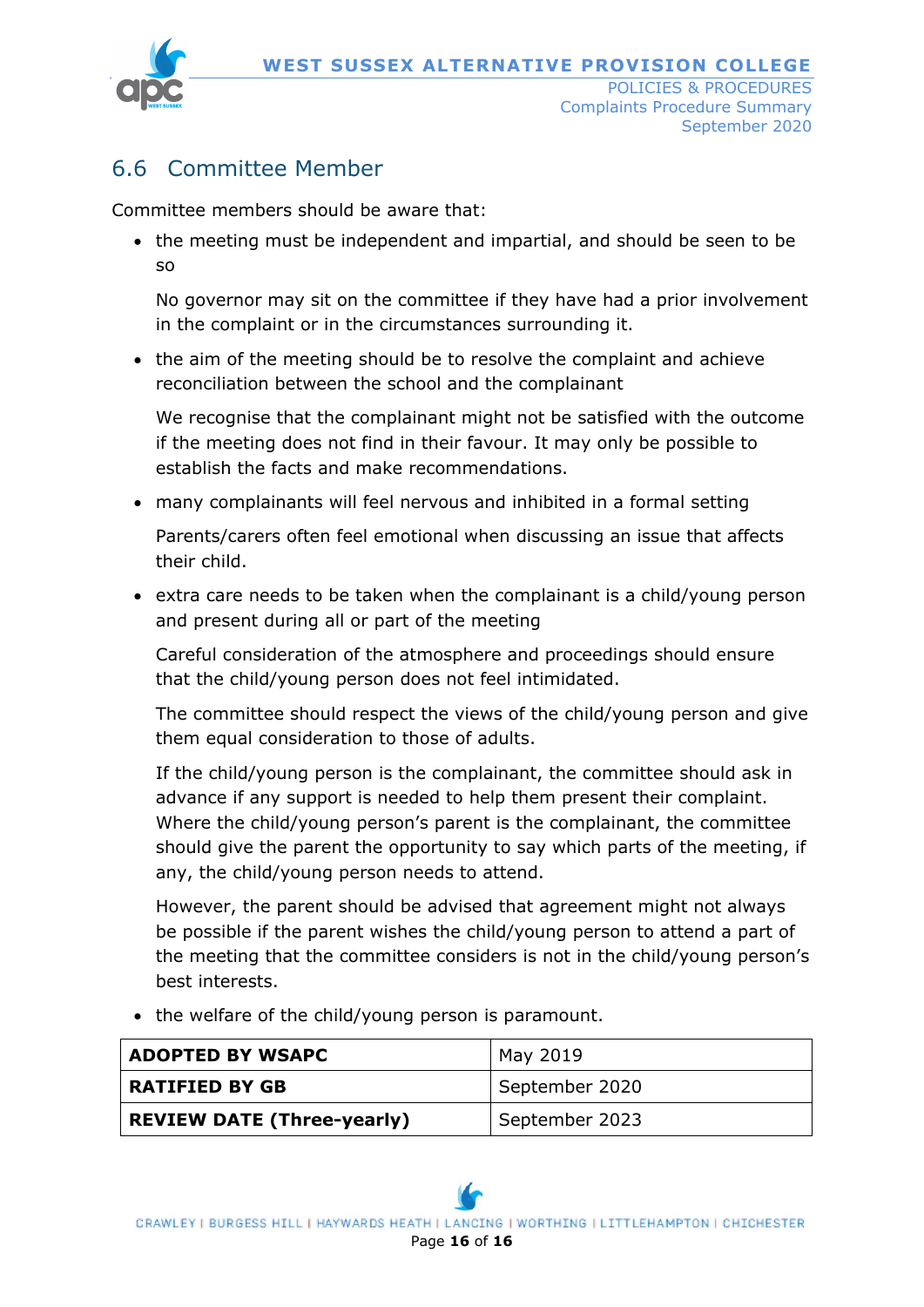## 6.6 Committee Member

Committee members should be aware that:

- the meeting must be independent and impartial, and should be seen to be so

  No governor may sit on the committee if they have had a prior involvement in the complaint or in the circumstances surrounding it.

- the aim of the meeting should be to resolve the complaint and achieve reconciliation between the school and the complainant

  We recognise that the complainant might not be satisfied with the outcome if the meeting does not find in their favour. It may only be possible to establish the facts and make recommendations.

- many complainants will feel nervous and inhibited in a formal setting

  Parents/carers often feel emotional when discussing an issue that affects their child.

- extra care needs to be taken when the complainant is a child/young person and present during all or part of the meeting

  Careful consideration of the atmosphere and proceedings should ensure that the child/young person does not feel intimidated.

  The committee should respect the views of the child/young person and give them equal consideration to those of adults.

  If the child/young person is the complainant, the committee should ask in advance if any support is needed to help them present their complaint. Where the child/young person's parent is the complainant, the committee should give the parent the opportunity to say which parts of the meeting, if any, the child/young person needs to attend.

  However, the parent should be advised that agreement might not always be possible if the parent wishes the child/young person to attend a part of the meeting that the committee considers is not in the child/young person's best interests.

- the welfare of the child/young person is paramount.

| | |
|---|---|
| **ADOPTED BY WSAPC** | May 2019 |
| **RATIFIED BY GB** | September 2020 |
| **REVIEW DATE (Three-yearly)** | September 2023 |